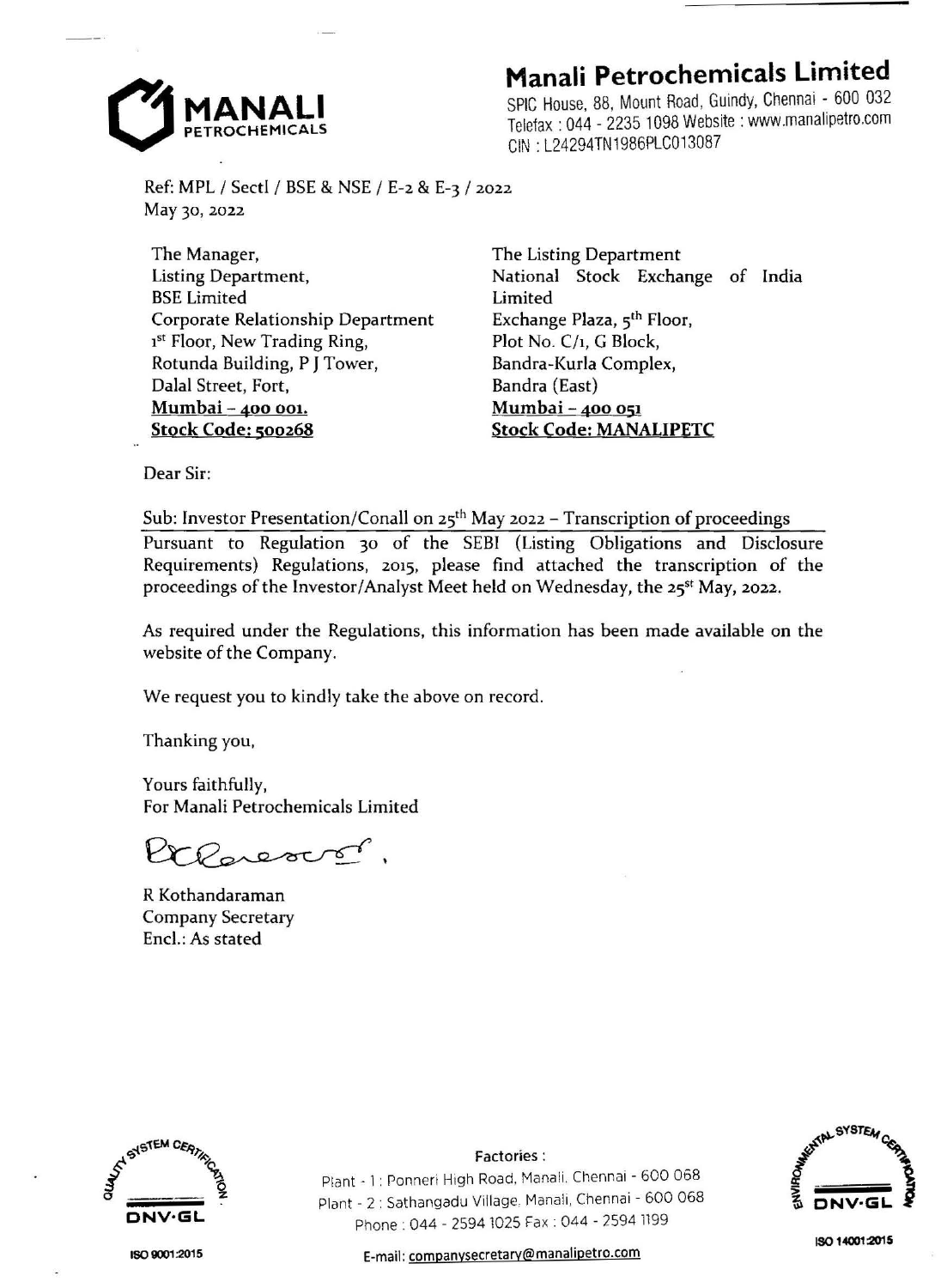# Manali Petrochemicals Limited

SPIC House, 88, Mount Road, Guindy, Chennai - 600 032
Telefax : 044 - 2235 1098 Website : www.manalipetro.com
CIN : L24294TN1986PLC013087

Ref: MPL / Sectl / BSE & NSE / E-2 & E-3 / 2022
May 30, 2022

The Manager,
Listing Department,
BSE Limited
Corporate Relationship Department
1st Floor, New Trading Ring,
Rotunda Building, P J Tower,
Dalal Street, Fort,
**Mumbai – 400 001.**
**Stock Code: 500268**

The Listing Department
National Stock Exchange of India Limited
Exchange Plaza, 5th Floor,
Plot No. C/1, G Block,
Bandra-Kurla Complex,
Bandra (East)
**Mumbai – 400 051**
**Stock Code: MANALIPETC**

Dear Sir:

Sub: Investor Presentation/Conall on 25th May 2022 – Transcription of proceedings

Pursuant to Regulation 30 of the SEBI (Listing Obligations and Disclosure Requirements) Regulations, 2015, please find attached the transcription of the proceedings of the Investor/Analyst Meet held on Wednesday, the 25st May, 2022.

As required under the Regulations, this information has been made available on the website of the Company.

We request you to kindly take the above on record.

Thanking you,

Yours faithfully,
For Manali Petrochemicals Limited

R Kothandaraman
Company Secretary
Encl.: As stated

Factories :
Plant - 1 : Ponneri High Road, Manali, Chennai - 600 068
Plant - 2 : Sathangadu Village, Manali, Chennai - 600 068
Phone : 044 - 2594 1025 Fax : 044 - 2594 1199
E-mail: companysecretary@manalipetro.com

ISO 9001:2015

ISO 14001:2015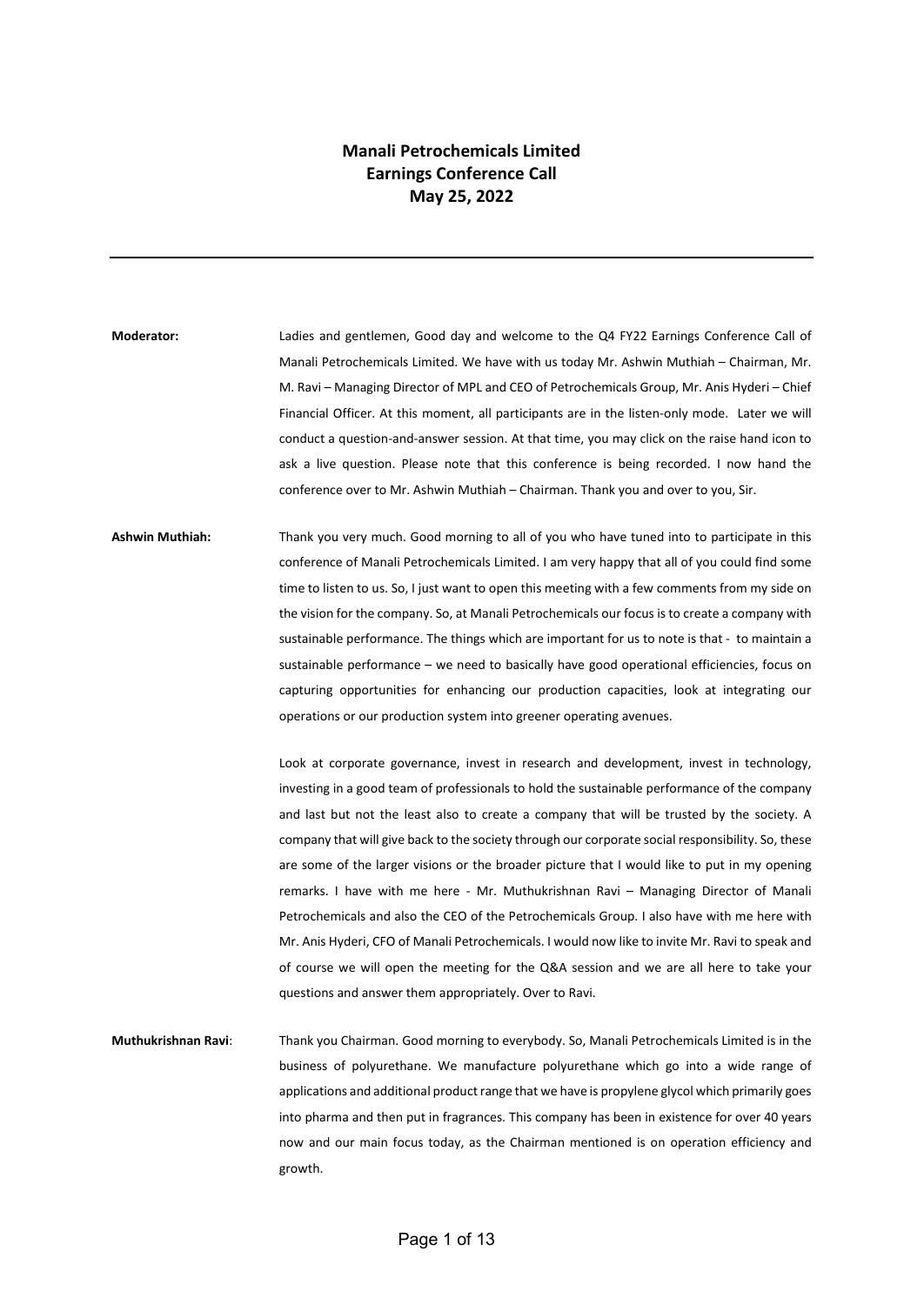# Manali Petrochemicals Limited
# Earnings Conference Call
# May 25, 2022

---

**Moderator:** Ladies and gentlemen, Good day and welcome to the Q4 FY22 Earnings Conference Call of Manali Petrochemicals Limited. We have with us today Mr. Ashwin Muthiah – Chairman, Mr. M. Ravi – Managing Director of MPL and CEO of Petrochemicals Group, Mr. Anis Hyderi – Chief Financial Officer. At this moment, all participants are in the listen-only mode. Later we will conduct a question-and-answer session. At that time, you may click on the raise hand icon to ask a live question. Please note that this conference is being recorded. I now hand the conference over to Mr. Ashwin Muthiah – Chairman. Thank you and over to you, Sir.

**Ashwin Muthiah:** Thank you very much. Good morning to all of you who have tuned into to participate in this conference of Manali Petrochemicals Limited. I am very happy that all of you could find some time to listen to us. So, I just want to open this meeting with a few comments from my side on the vision for the company. So, at Manali Petrochemicals our focus is to create a company with sustainable performance. The things which are important for us to note is that - to maintain a sustainable performance – we need to basically have good operational efficiencies, focus on capturing opportunities for enhancing our production capacities, look at integrating our operations or our production system into greener operating avenues.

Look at corporate governance, invest in research and development, invest in technology, investing in a good team of professionals to hold the sustainable performance of the company and last but not the least also to create a company that will be trusted by the society. A company that will give back to the society through our corporate social responsibility. So, these are some of the larger visions or the broader picture that I would like to put in my opening remarks. I have with me here - Mr. Muthukrishnan Ravi – Managing Director of Manali Petrochemicals and also the CEO of the Petrochemicals Group. I also have with me here with Mr. Anis Hyderi, CFO of Manali Petrochemicals. I would now like to invite Mr. Ravi to speak and of course we will open the meeting for the Q&A session and we are all here to take your questions and answer them appropriately. Over to Ravi.

**Muthukrishnan Ravi:** Thank you Chairman. Good morning to everybody. So, Manali Petrochemicals Limited is in the business of polyurethane. We manufacture polyurethane which go into a wide range of applications and additional product range that we have is propylene glycol which primarily goes into pharma and then put in fragrances. This company has been in existence for over 40 years now and our main focus today, as the Chairman mentioned is on operation efficiency and growth.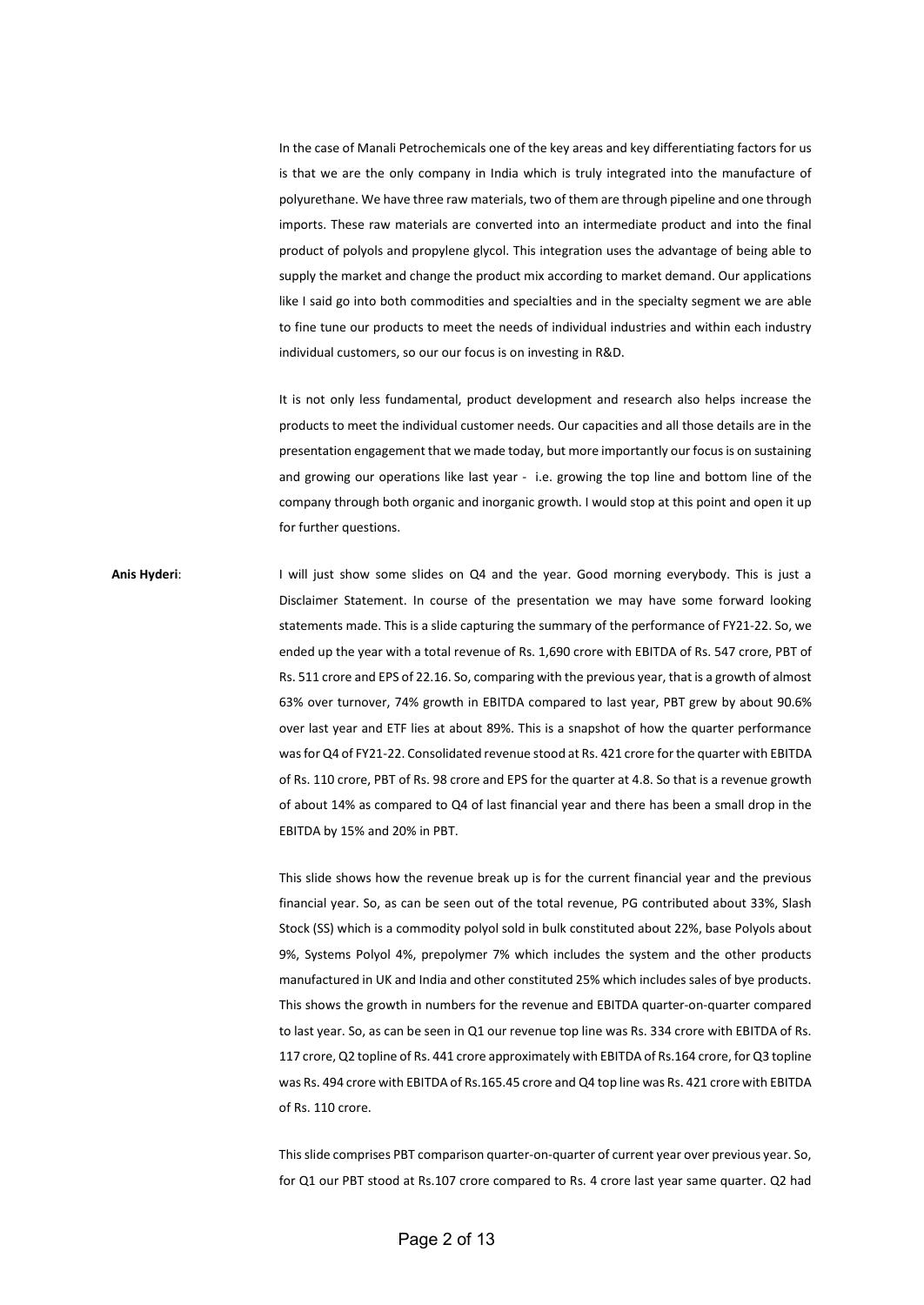In the case of Manali Petrochemicals one of the key areas and key differentiating factors for us is that we are the only company in India which is truly integrated into the manufacture of polyurethane. We have three raw materials, two of them are through pipeline and one through imports. These raw materials are converted into an intermediate product and into the final product of polyols and propylene glycol. This integration uses the advantage of being able to supply the market and change the product mix according to market demand. Our applications like I said go into both commodities and specialties and in the specialty segment we are able to fine tune our products to meet the needs of individual industries and within each industry individual customers, so our our focus is on investing in R&D.

It is not only less fundamental, product development and research also helps increase the products to meet the individual customer needs. Our capacities and all those details are in the presentation engagement that we made today, but more importantly our focus is on sustaining and growing our operations like last year - i.e. growing the top line and bottom line of the company through both organic and inorganic growth. I would stop at this point and open it up for further questions.

**Anis Hyderi**: I will just show some slides on Q4 and the year. Good morning everybody. This is just a Disclaimer Statement. In course of the presentation we may have some forward looking statements made. This is a slide capturing the summary of the performance of FY21-22. So, we ended up the year with a total revenue of Rs. 1,690 crore with EBITDA of Rs. 547 crore, PBT of Rs. 511 crore and EPS of 22.16. So, comparing with the previous year, that is a growth of almost 63% over turnover, 74% growth in EBITDA compared to last year, PBT grew by about 90.6% over last year and ETF lies at about 89%. This is a snapshot of how the quarter performance was for Q4 of FY21-22. Consolidated revenue stood at Rs. 421 crore for the quarter with EBITDA of Rs. 110 crore, PBT of Rs. 98 crore and EPS for the quarter at 4.8. So that is a revenue growth of about 14% as compared to Q4 of last financial year and there has been a small drop in the EBITDA by 15% and 20% in PBT.

This slide shows how the revenue break up is for the current financial year and the previous financial year. So, as can be seen out of the total revenue, PG contributed about 33%, Slash Stock (SS) which is a commodity polyol sold in bulk constituted about 22%, base Polyols about 9%, Systems Polyol 4%, prepolymer 7% which includes the system and the other products manufactured in UK and India and other constituted 25% which includes sales of bye products. This shows the growth in numbers for the revenue and EBITDA quarter-on-quarter compared to last year. So, as can be seen in Q1 our revenue top line was Rs. 334 crore with EBITDA of Rs. 117 crore, Q2 topline of Rs. 441 crore approximately with EBITDA of Rs.164 crore, for Q3 topline was Rs. 494 crore with EBITDA of Rs.165.45 crore and Q4 top line was Rs. 421 crore with EBITDA of Rs. 110 crore.

This slide comprises PBT comparison quarter-on-quarter of current year over previous year. So, for Q1 our PBT stood at Rs.107 crore compared to Rs. 4 crore last year same quarter. Q2 had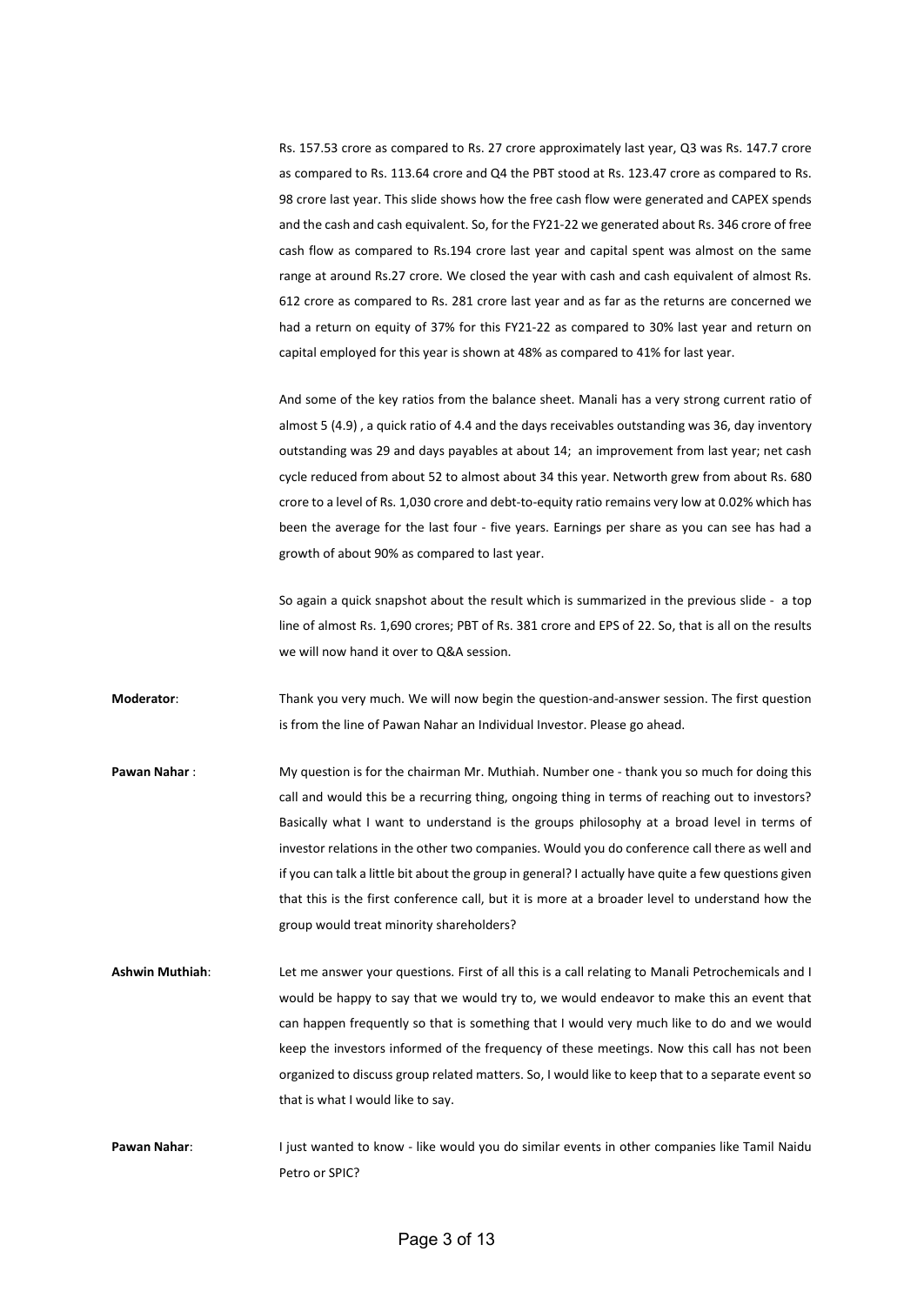Rs. 157.53 crore as compared to Rs. 27 crore approximately last year, Q3 was Rs. 147.7 crore as compared to Rs. 113.64 crore and Q4 the PBT stood at Rs. 123.47 crore as compared to Rs. 98 crore last year. This slide shows how the free cash flow were generated and CAPEX spends and the cash and cash equivalent. So, for the FY21-22 we generated about Rs. 346 crore of free cash flow as compared to Rs.194 crore last year and capital spent was almost on the same range at around Rs.27 crore. We closed the year with cash and cash equivalent of almost Rs. 612 crore as compared to Rs. 281 crore last year and as far as the returns are concerned we had a return on equity of 37% for this FY21-22 as compared to 30% last year and return on capital employed for this year is shown at 48% as compared to 41% for last year.

And some of the key ratios from the balance sheet. Manali has a very strong current ratio of almost 5 (4.9) , a quick ratio of 4.4 and the days receivables outstanding was 36, day inventory outstanding was 29 and days payables at about 14; an improvement from last year; net cash cycle reduced from about 52 to almost about 34 this year. Networth grew from about Rs. 680 crore to a level of Rs. 1,030 crore and debt-to-equity ratio remains very low at 0.02% which has been the average for the last four - five years. Earnings per share as you can see has had a growth of about 90% as compared to last year.

So again a quick snapshot about the result which is summarized in the previous slide - a top line of almost Rs. 1,690 crores; PBT of Rs. 381 crore and EPS of 22. So, that is all on the results we will now hand it over to Q&A session.

**Moderator**: Thank you very much. We will now begin the question-and-answer session. The first question is from the line of Pawan Nahar an Individual Investor. Please go ahead.

**Pawan Nahar** : My question is for the chairman Mr. Muthiah. Number one - thank you so much for doing this call and would this be a recurring thing, ongoing thing in terms of reaching out to investors? Basically what I want to understand is the groups philosophy at a broad level in terms of investor relations in the other two companies. Would you do conference call there as well and if you can talk a little bit about the group in general? I actually have quite a few questions given that this is the first conference call, but it is more at a broader level to understand how the group would treat minority shareholders?

**Ashwin Muthiah**: Let me answer your questions. First of all this is a call relating to Manali Petrochemicals and I would be happy to say that we would try to, we would endeavor to make this an event that can happen frequently so that is something that I would very much like to do and we would keep the investors informed of the frequency of these meetings. Now this call has not been organized to discuss group related matters. So, I would like to keep that to a separate event so that is what I would like to say.

**Pawan Nahar**: I just wanted to know - like would you do similar events in other companies like Tamil Naidu Petro or SPIC?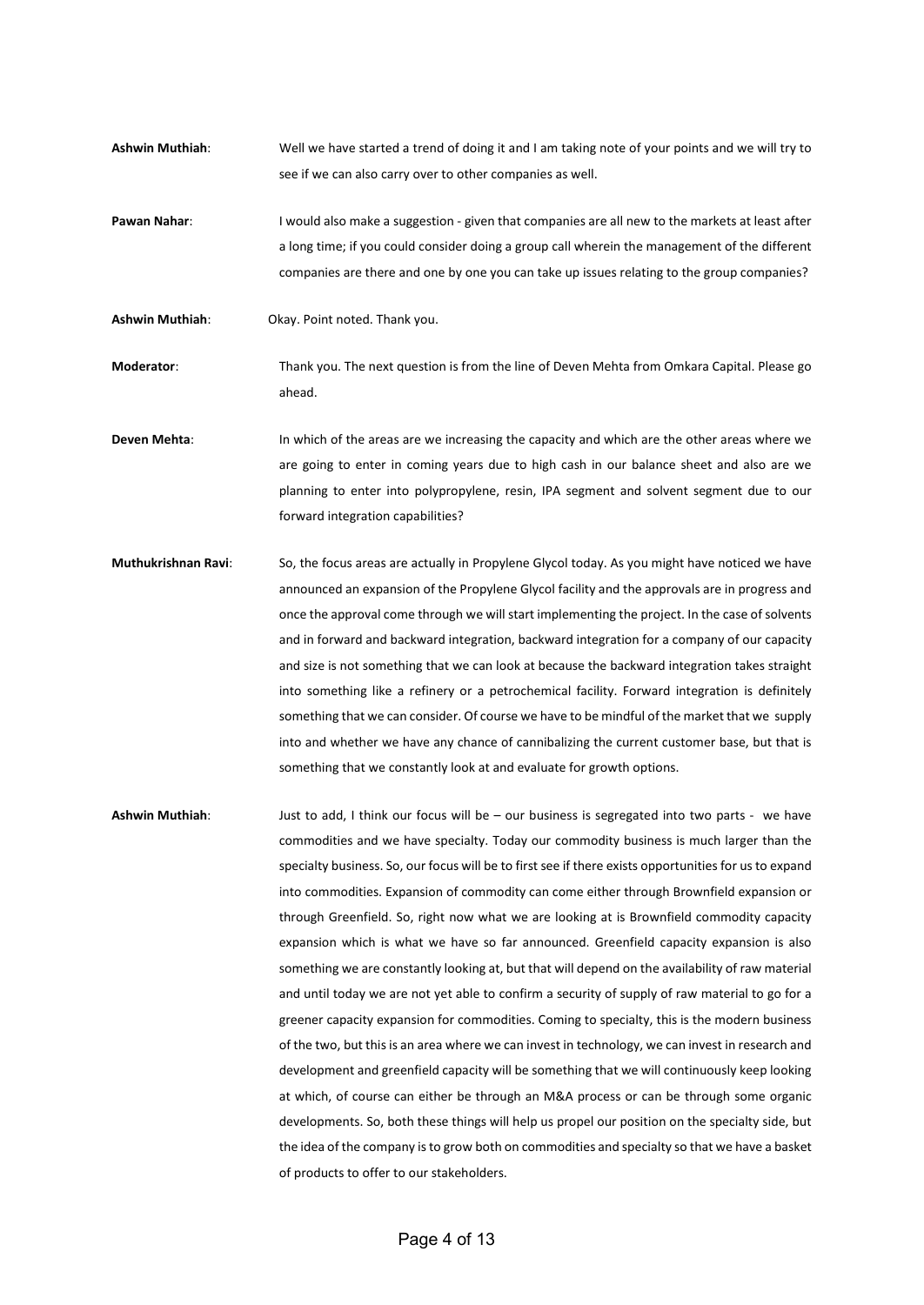**Ashwin Muthiah**: Well we have started a trend of doing it and I am taking note of your points and we will try to see if we can also carry over to other companies as well.

**Pawan Nahar**: I would also make a suggestion - given that companies are all new to the markets at least after a long time; if you could consider doing a group call wherein the management of the different companies are there and one by one you can take up issues relating to the group companies?

**Ashwin Muthiah**: Okay. Point noted. Thank you.

**Moderator**: Thank you. The next question is from the line of Deven Mehta from Omkara Capital. Please go ahead.

**Deven Mehta**: In which of the areas are we increasing the capacity and which are the other areas where we are going to enter in coming years due to high cash in our balance sheet and also are we planning to enter into polypropylene, resin, IPA segment and solvent segment due to our forward integration capabilities?

**Muthukrishnan Ravi**: So, the focus areas are actually in Propylene Glycol today. As you might have noticed we have announced an expansion of the Propylene Glycol facility and the approvals are in progress and once the approval come through we will start implementing the project. In the case of solvents and in forward and backward integration, backward integration for a company of our capacity and size is not something that we can look at because the backward integration takes straight into something like a refinery or a petrochemical facility. Forward integration is definitely something that we can consider. Of course we have to be mindful of the market that we supply into and whether we have any chance of cannibalizing the current customer base, but that is something that we constantly look at and evaluate for growth options.

**Ashwin Muthiah**: Just to add, I think our focus will be – our business is segregated into two parts - we have commodities and we have specialty. Today our commodity business is much larger than the specialty business. So, our focus will be to first see if there exists opportunities for us to expand into commodities. Expansion of commodity can come either through Brownfield expansion or through Greenfield. So, right now what we are looking at is Brownfield commodity capacity expansion which is what we have so far announced. Greenfield capacity expansion is also something we are constantly looking at, but that will depend on the availability of raw material and until today we are not yet able to confirm a security of supply of raw material to go for a greener capacity expansion for commodities. Coming to specialty, this is the modern business of the two, but this is an area where we can invest in technology, we can invest in research and development and greenfield capacity will be something that we will continuously keep looking at which, of course can either be through an M&A process or can be through some organic developments. So, both these things will help us propel our position on the specialty side, but the idea of the company is to grow both on commodities and specialty so that we have a basket of products to offer to our stakeholders.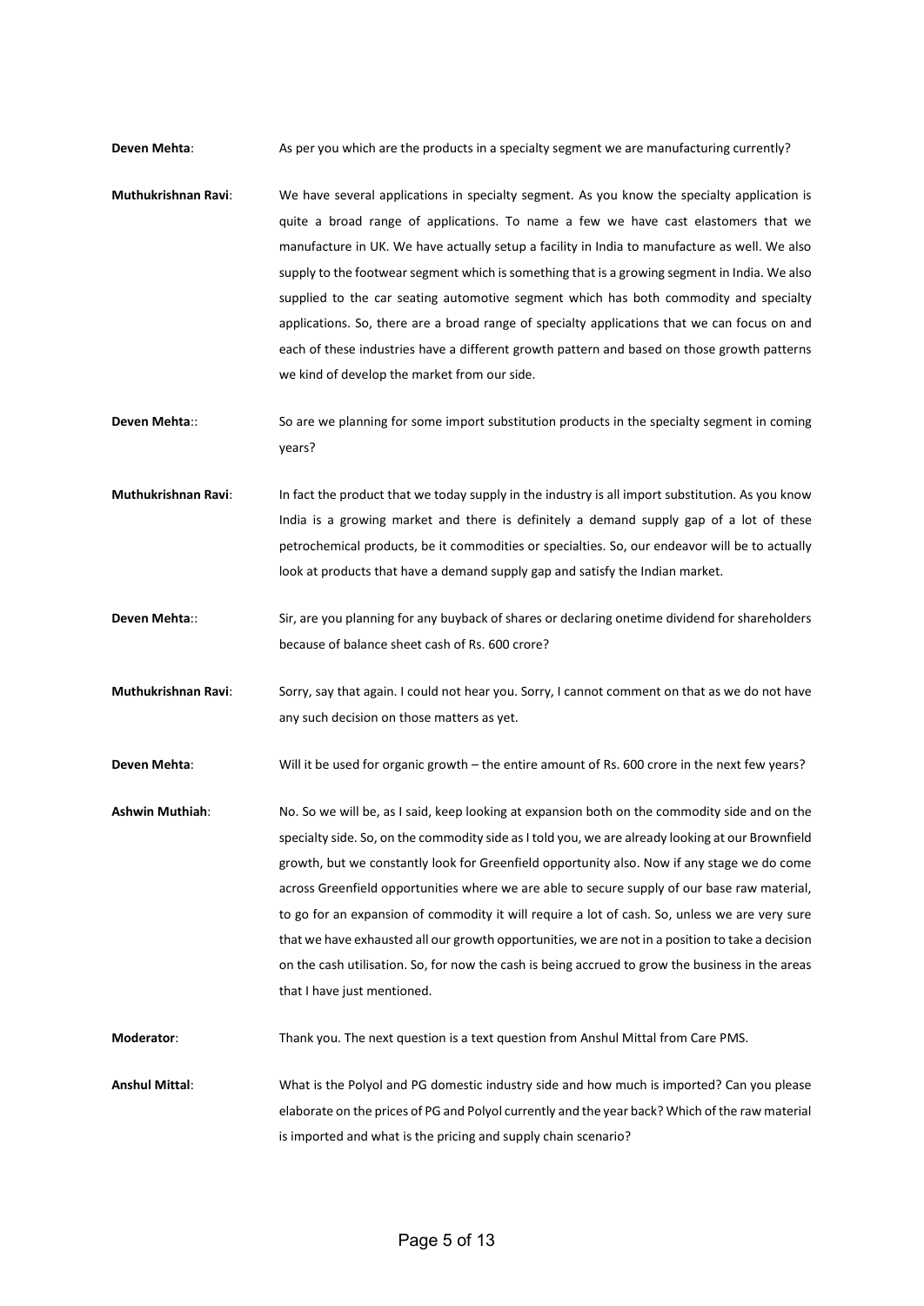**Deven Mehta**: As per you which are the products in a specialty segment we are manufacturing currently?

**Muthukrishnan Ravi**: We have several applications in specialty segment. As you know the specialty application is quite a broad range of applications. To name a few we have cast elastomers that we manufacture in UK. We have actually setup a facility in India to manufacture as well. We also supply to the footwear segment which is something that is a growing segment in India. We also supplied to the car seating automotive segment which has both commodity and specialty applications. So, there are a broad range of specialty applications that we can focus on and each of these industries have a different growth pattern and based on those growth patterns we kind of develop the market from our side.

**Deven Mehta**:: So are we planning for some import substitution products in the specialty segment in coming years?

**Muthukrishnan Ravi**: In fact the product that we today supply in the industry is all import substitution. As you know India is a growing market and there is definitely a demand supply gap of a lot of these petrochemical products, be it commodities or specialties. So, our endeavor will be to actually look at products that have a demand supply gap and satisfy the Indian market.

**Deven Mehta**:: Sir, are you planning for any buyback of shares or declaring onetime dividend for shareholders because of balance sheet cash of Rs. 600 crore?

**Muthukrishnan Ravi**: Sorry, say that again. I could not hear you. Sorry, I cannot comment on that as we do not have any such decision on those matters as yet.

**Deven Mehta**: Will it be used for organic growth – the entire amount of Rs. 600 crore in the next few years?

**Ashwin Muthiah**: No. So we will be, as I said, keep looking at expansion both on the commodity side and on the specialty side. So, on the commodity side as I told you, we are already looking at our Brownfield growth, but we constantly look for Greenfield opportunity also. Now if any stage we do come across Greenfield opportunities where we are able to secure supply of our base raw material, to go for an expansion of commodity it will require a lot of cash. So, unless we are very sure that we have exhausted all our growth opportunities, we are not in a position to take a decision on the cash utilisation. So, for now the cash is being accrued to grow the business in the areas that I have just mentioned.

**Moderator**: Thank you. The next question is a text question from Anshul Mittal from Care PMS.

**Anshul Mittal**: What is the Polyol and PG domestic industry side and how much is imported? Can you please elaborate on the prices of PG and Polyol currently and the year back? Which of the raw material is imported and what is the pricing and supply chain scenario?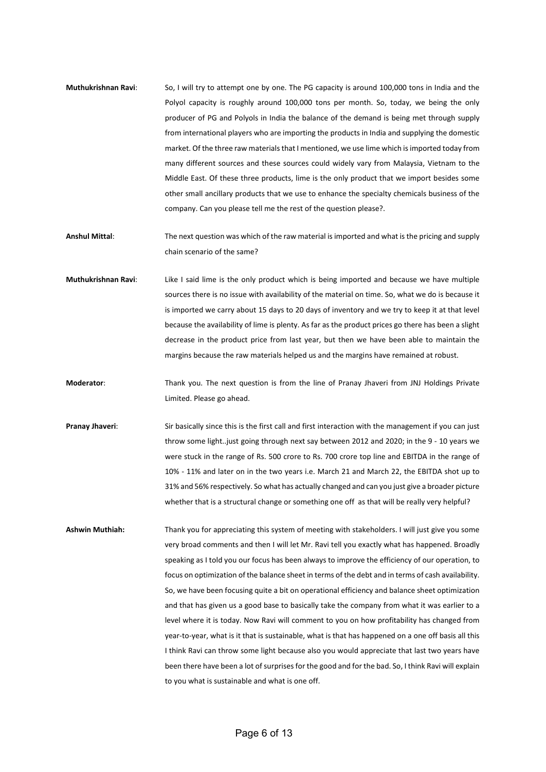**Muthukrishnan Ravi**: So, I will try to attempt one by one. The PG capacity is around 100,000 tons in India and the Polyol capacity is roughly around 100,000 tons per month. So, today, we being the only producer of PG and Polyols in India the balance of the demand is being met through supply from international players who are importing the products in India and supplying the domestic market. Of the three raw materials that I mentioned, we use lime which is imported today from many different sources and these sources could widely vary from Malaysia, Vietnam to the Middle East. Of these three products, lime is the only product that we import besides some other small ancillary products that we use to enhance the specialty chemicals business of the company. Can you please tell me the rest of the question please?.

**Anshul Mittal**: The next question was which of the raw material is imported and what is the pricing and supply chain scenario of the same?

**Muthukrishnan Ravi**: Like I said lime is the only product which is being imported and because we have multiple sources there is no issue with availability of the material on time. So, what we do is because it is imported we carry about 15 days to 20 days of inventory and we try to keep it at that level because the availability of lime is plenty. As far as the product prices go there has been a slight decrease in the product price from last year, but then we have been able to maintain the margins because the raw materials helped us and the margins have remained at robust.

**Moderator**: Thank you. The next question is from the line of Pranay Jhaveri from JNJ Holdings Private Limited. Please go ahead.

**Pranay Jhaveri**: Sir basically since this is the first call and first interaction with the management if you can just throw some light..just going through next say between 2012 and 2020; in the 9 - 10 years we were stuck in the range of Rs. 500 crore to Rs. 700 crore top line and EBITDA in the range of 10% - 11% and later on in the two years i.e. March 21 and March 22, the EBITDA shot up to 31% and 56% respectively. So what has actually changed and can you just give a broader picture whether that is a structural change or something one off as that will be really very helpful?

**Ashwin Muthiah:** Thank you for appreciating this system of meeting with stakeholders. I will just give you some very broad comments and then I will let Mr. Ravi tell you exactly what has happened. Broadly speaking as I told you our focus has been always to improve the efficiency of our operation, to focus on optimization of the balance sheet in terms of the debt and in terms of cash availability. So, we have been focusing quite a bit on operational efficiency and balance sheet optimization and that has given us a good base to basically take the company from what it was earlier to a level where it is today. Now Ravi will comment to you on how profitability has changed from year-to-year, what is it that is sustainable, what is that has happened on a one off basis all this I think Ravi can throw some light because also you would appreciate that last two years have been there have been a lot of surprises for the good and for the bad. So, I think Ravi will explain to you what is sustainable and what is one off.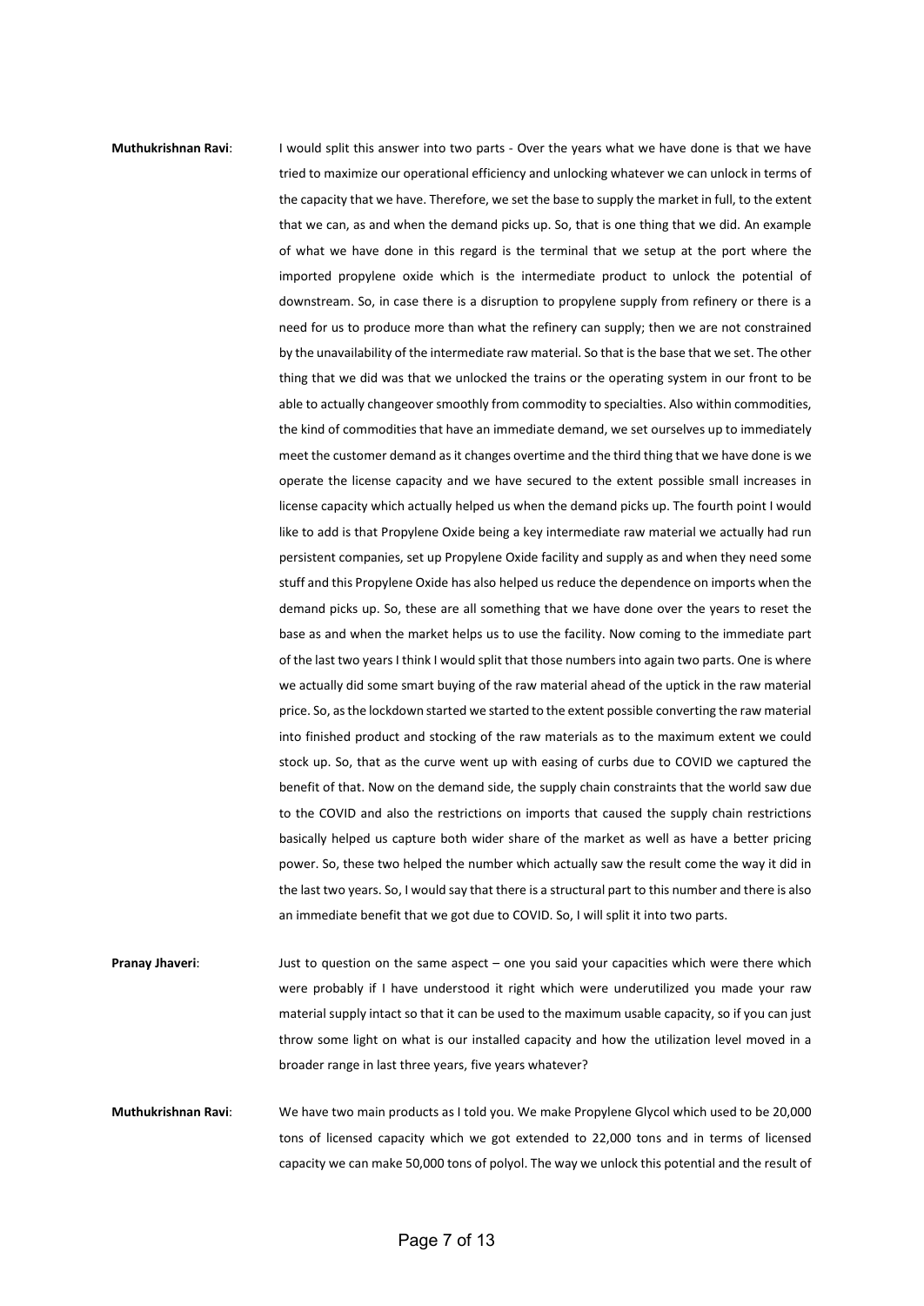**Muthukrishnan Ravi**: I would split this answer into two parts - Over the years what we have done is that we have tried to maximize our operational efficiency and unlocking whatever we can unlock in terms of the capacity that we have. Therefore, we set the base to supply the market in full, to the extent that we can, as and when the demand picks up. So, that is one thing that we did. An example of what we have done in this regard is the terminal that we setup at the port where the imported propylene oxide which is the intermediate product to unlock the potential of downstream. So, in case there is a disruption to propylene supply from refinery or there is a need for us to produce more than what the refinery can supply; then we are not constrained by the unavailability of the intermediate raw material. So that is the base that we set. The other thing that we did was that we unlocked the trains or the operating system in our front to be able to actually changeover smoothly from commodity to specialties. Also within commodities, the kind of commodities that have an immediate demand, we set ourselves up to immediately meet the customer demand as it changes overtime and the third thing that we have done is we operate the license capacity and we have secured to the extent possible small increases in license capacity which actually helped us when the demand picks up. The fourth point I would like to add is that Propylene Oxide being a key intermediate raw material we actually had run persistent companies, set up Propylene Oxide facility and supply as and when they need some stuff and this Propylene Oxide has also helped us reduce the dependence on imports when the demand picks up. So, these are all something that we have done over the years to reset the base as and when the market helps us to use the facility. Now coming to the immediate part of the last two years I think I would split that those numbers into again two parts. One is where we actually did some smart buying of the raw material ahead of the uptick in the raw material price. So, as the lockdown started we started to the extent possible converting the raw material into finished product and stocking of the raw materials as to the maximum extent we could stock up. So, that as the curve went up with easing of curbs due to COVID we captured the benefit of that. Now on the demand side, the supply chain constraints that the world saw due to the COVID and also the restrictions on imports that caused the supply chain restrictions basically helped us capture both wider share of the market as well as have a better pricing power. So, these two helped the number which actually saw the result come the way it did in the last two years. So, I would say that there is a structural part to this number and there is also an immediate benefit that we got due to COVID. So, I will split it into two parts.

**Pranay Jhaveri**: Just to question on the same aspect – one you said your capacities which were there which were probably if I have understood it right which were underutilized you made your raw material supply intact so that it can be used to the maximum usable capacity, so if you can just throw some light on what is our installed capacity and how the utilization level moved in a broader range in last three years, five years whatever?

**Muthukrishnan Ravi**: We have two main products as I told you. We make Propylene Glycol which used to be 20,000 tons of licensed capacity which we got extended to 22,000 tons and in terms of licensed capacity we can make 50,000 tons of polyol. The way we unlock this potential and the result of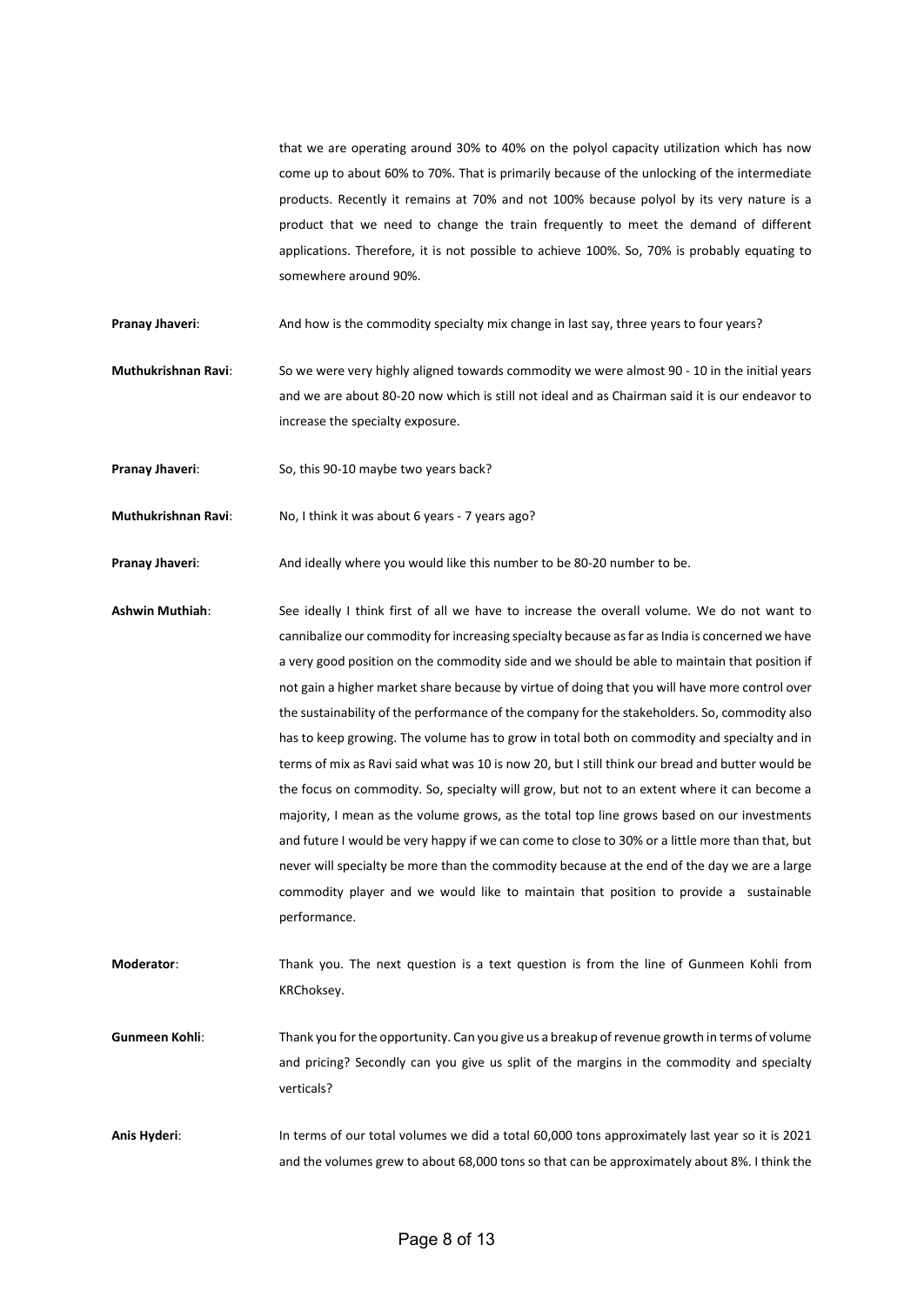that we are operating around 30% to 40% on the polyol capacity utilization which has now come up to about 60% to 70%. That is primarily because of the unlocking of the intermediate products. Recently it remains at 70% and not 100% because polyol by its very nature is a product that we need to change the train frequently to meet the demand of different applications. Therefore, it is not possible to achieve 100%. So, 70% is probably equating to somewhere around 90%.

**Pranay Jhaveri**: And how is the commodity specialty mix change in last say, three years to four years?

**Muthukrishnan Ravi**: So we were very highly aligned towards commodity we were almost 90 - 10 in the initial years and we are about 80-20 now which is still not ideal and as Chairman said it is our endeavor to increase the specialty exposure.

**Pranay Jhaveri**: So, this 90-10 maybe two years back?

**Muthukrishnan Ravi**: No, I think it was about 6 years - 7 years ago?

**Pranay Jhaveri**: And ideally where you would like this number to be 80-20 number to be.

**Ashwin Muthiah**: See ideally I think first of all we have to increase the overall volume. We do not want to cannibalize our commodity for increasing specialty because as far as India is concerned we have a very good position on the commodity side and we should be able to maintain that position if not gain a higher market share because by virtue of doing that you will have more control over the sustainability of the performance of the company for the stakeholders. So, commodity also has to keep growing. The volume has to grow in total both on commodity and specialty and in terms of mix as Ravi said what was 10 is now 20, but I still think our bread and butter would be the focus on commodity. So, specialty will grow, but not to an extent where it can become a majority, I mean as the volume grows, as the total top line grows based on our investments and future I would be very happy if we can come to close to 30% or a little more than that, but never will specialty be more than the commodity because at the end of the day we are a large commodity player and we would like to maintain that position to provide a sustainable performance.

**Moderator**: Thank you. The next question is a text question is from the line of Gunmeen Kohli from KRChoksey.

**Gunmeen Kohli**: Thank you for the opportunity. Can you give us a breakup of revenue growth in terms of volume and pricing? Secondly can you give us split of the margins in the commodity and specialty verticals?

**Anis Hyderi**: In terms of our total volumes we did a total 60,000 tons approximately last year so it is 2021 and the volumes grew to about 68,000 tons so that can be approximately about 8%. I think the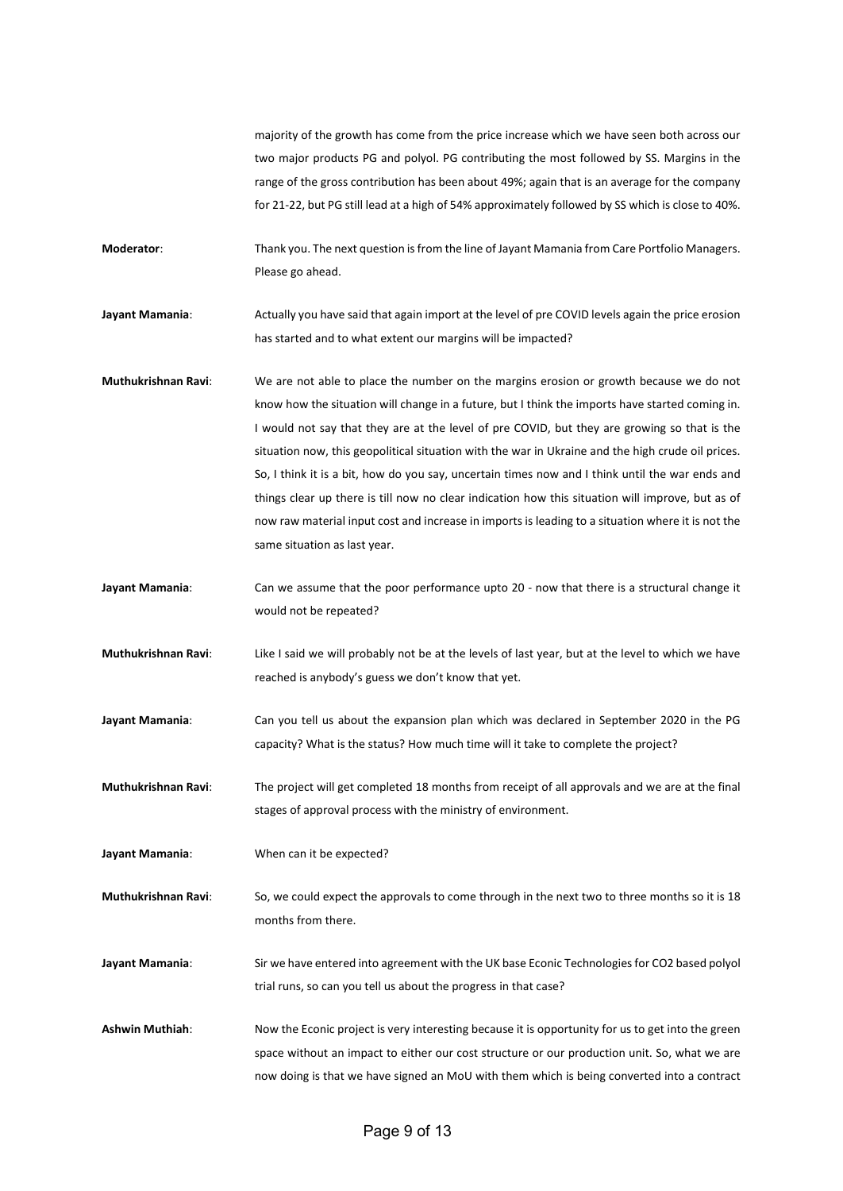majority of the growth has come from the price increase which we have seen both across our two major products PG and polyol. PG contributing the most followed by SS. Margins in the range of the gross contribution has been about 49%; again that is an average for the company for 21-22, but PG still lead at a high of 54% approximately followed by SS which is close to 40%.

**Moderator**: Thank you. The next question is from the line of Jayant Mamania from Care Portfolio Managers. Please go ahead.

**Jayant Mamania**: Actually you have said that again import at the level of pre COVID levels again the price erosion has started and to what extent our margins will be impacted?

**Muthukrishnan Ravi**: We are not able to place the number on the margins erosion or growth because we do not know how the situation will change in a future, but I think the imports have started coming in. I would not say that they are at the level of pre COVID, but they are growing so that is the situation now, this geopolitical situation with the war in Ukraine and the high crude oil prices. So, I think it is a bit, how do you say, uncertain times now and I think until the war ends and things clear up there is till now no clear indication how this situation will improve, but as of now raw material input cost and increase in imports is leading to a situation where it is not the same situation as last year.

**Jayant Mamania**: Can we assume that the poor performance upto 20 - now that there is a structural change it would not be repeated?

**Muthukrishnan Ravi**: Like I said we will probably not be at the levels of last year, but at the level to which we have reached is anybody's guess we don't know that yet.

**Jayant Mamania**: Can you tell us about the expansion plan which was declared in September 2020 in the PG capacity? What is the status? How much time will it take to complete the project?

**Muthukrishnan Ravi**: The project will get completed 18 months from receipt of all approvals and we are at the final stages of approval process with the ministry of environment.

**Jayant Mamania**: When can it be expected?

**Muthukrishnan Ravi**: So, we could expect the approvals to come through in the next two to three months so it is 18 months from there.

**Jayant Mamania**: Sir we have entered into agreement with the UK base Econic Technologies for $CO_2$ based polyol trial runs, so can you tell us about the progress in that case?

**Ashwin Muthiah**: Now the Econic project is very interesting because it is opportunity for us to get into the green space without an impact to either our cost structure or our production unit. So, what we are now doing is that we have signed an MoU with them which is being converted into a contract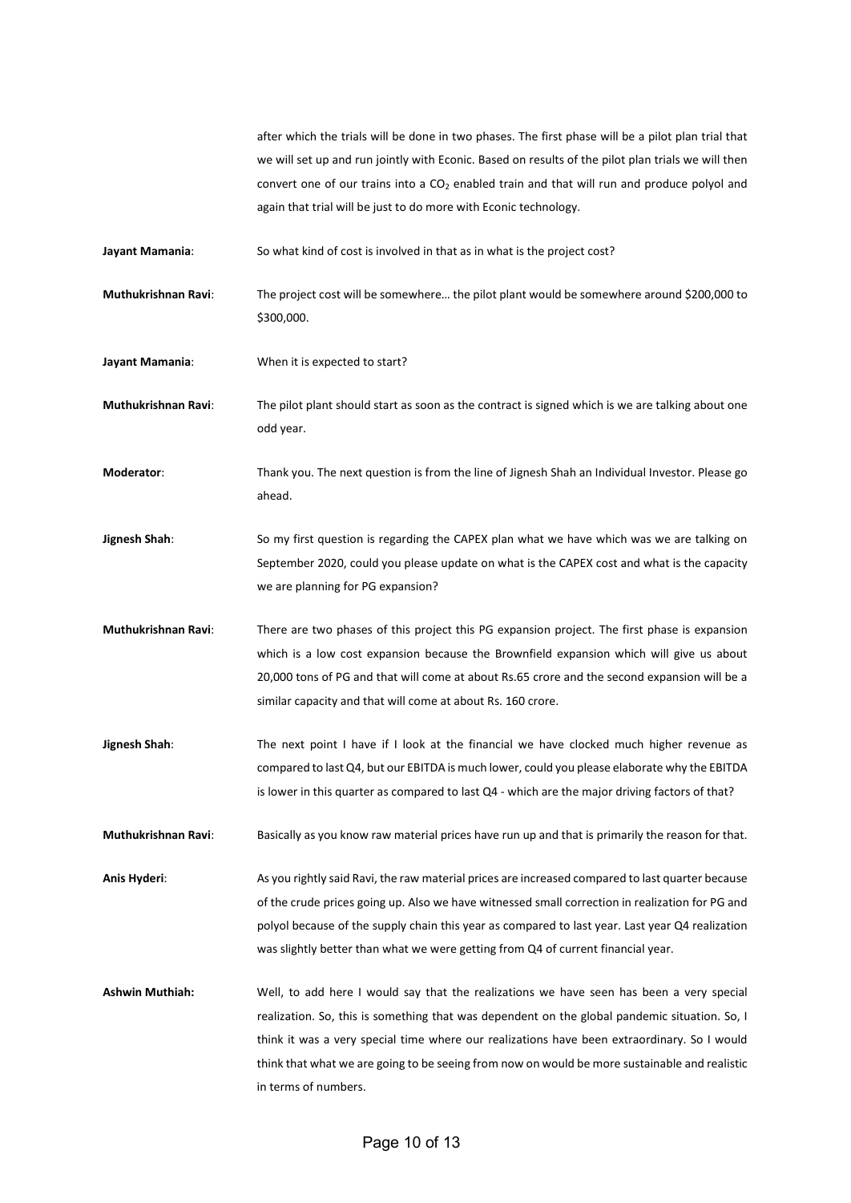after which the trials will be done in two phases. The first phase will be a pilot plan trial that we will set up and run jointly with Econic. Based on results of the pilot plan trials we will then convert one of our trains into a $CO_2$ enabled train and that will run and produce polyol and again that trial will be just to do more with Econic technology.

**Jayant Mamania**: So what kind of cost is involved in that as in what is the project cost?

**Muthukrishnan Ravi**: The project cost will be somewhere… the pilot plant would be somewhere around $200,000 to $300,000.

**Jayant Mamania**: When it is expected to start?

**Muthukrishnan Ravi**: The pilot plant should start as soon as the contract is signed which is we are talking about one odd year.

**Moderator**: Thank you. The next question is from the line of Jignesh Shah an Individual Investor. Please go ahead.

**Jignesh Shah**: So my first question is regarding the CAPEX plan what we have which was we are talking on September 2020, could you please update on what is the CAPEX cost and what is the capacity we are planning for PG expansion?

**Muthukrishnan Ravi**: There are two phases of this project this PG expansion project. The first phase is expansion which is a low cost expansion because the Brownfield expansion which will give us about 20,000 tons of PG and that will come at about Rs.65 crore and the second expansion will be a similar capacity and that will come at about Rs. 160 crore.

**Jignesh Shah**: The next point I have if I look at the financial we have clocked much higher revenue as compared to last Q4, but our EBITDA is much lower, could you please elaborate why the EBITDA is lower in this quarter as compared to last Q4 - which are the major driving factors of that?

**Muthukrishnan Ravi**: Basically as you know raw material prices have run up and that is primarily the reason for that.

**Anis Hyderi**: As you rightly said Ravi, the raw material prices are increased compared to last quarter because of the crude prices going up. Also we have witnessed small correction in realization for PG and polyol because of the supply chain this year as compared to last year. Last year Q4 realization was slightly better than what we were getting from Q4 of current financial year.

**Ashwin Muthiah:** Well, to add here I would say that the realizations we have seen has been a very special realization. So, this is something that was dependent on the global pandemic situation. So, I think it was a very special time where our realizations have been extraordinary. So I would think that what we are going to be seeing from now on would be more sustainable and realistic in terms of numbers.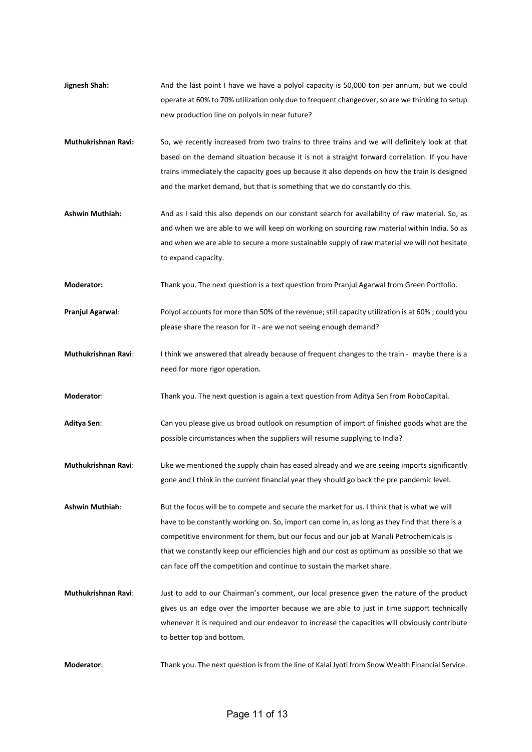**Jignesh Shah:** And the last point I have we have a polyol capacity is 50,000 ton per annum, but we could operate at 60% to 70% utilization only due to frequent changeover, so are we thinking to setup new production line on polyols in near future?

**Muthukrishnan Ravi:** So, we recently increased from two trains to three trains and we will definitely look at that based on the demand situation because it is not a straight forward correlation. If you have trains immediately the capacity goes up because it also depends on how the train is designed and the market demand, but that is something that we do constantly do this.

**Ashwin Muthiah:** And as I said this also depends on our constant search for availability of raw material. So, as and when we are able to we will keep on working on sourcing raw material within India. So as and when we are able to secure a more sustainable supply of raw material we will not hesitate to expand capacity.

**Moderator:** Thank you. The next question is a text question from Pranjul Agarwal from Green Portfolio.

**Pranjul Agarwal**: Polyol accounts for more than 50% of the revenue; still capacity utilization is at 60% ; could you please share the reason for it - are we not seeing enough demand?

**Muthukrishnan Ravi**: I think we answered that already because of frequent changes to the train - maybe there is a need for more rigor operation.

**Moderator**: Thank you. The next question is again a text question from Aditya Sen from RoboCapital.

**Aditya Sen**: Can you please give us broad outlook on resumption of import of finished goods what are the possible circumstances when the suppliers will resume supplying to India?

**Muthukrishnan Ravi**: Like we mentioned the supply chain has eased already and we are seeing imports significantly gone and I think in the current financial year they should go back the pre pandemic level.

**Ashwin Muthiah**: But the focus will be to compete and secure the market for us. I think that is what we will have to be constantly working on. So, import can come in, as long as they find that there is a competitive environment for them, but our focus and our job at Manali Petrochemicals is that we constantly keep our efficiencies high and our cost as optimum as possible so that we can face off the competition and continue to sustain the market share.

**Muthukrishnan Ravi**: Just to add to our Chairman's comment, our local presence given the nature of the product gives us an edge over the importer because we are able to just in time support technically whenever it is required and our endeavor to increase the capacities will obviously contribute to better top and bottom.

**Moderator**: Thank you. The next question is from the line of Kalai Jyoti from Snow Wealth Financial Service.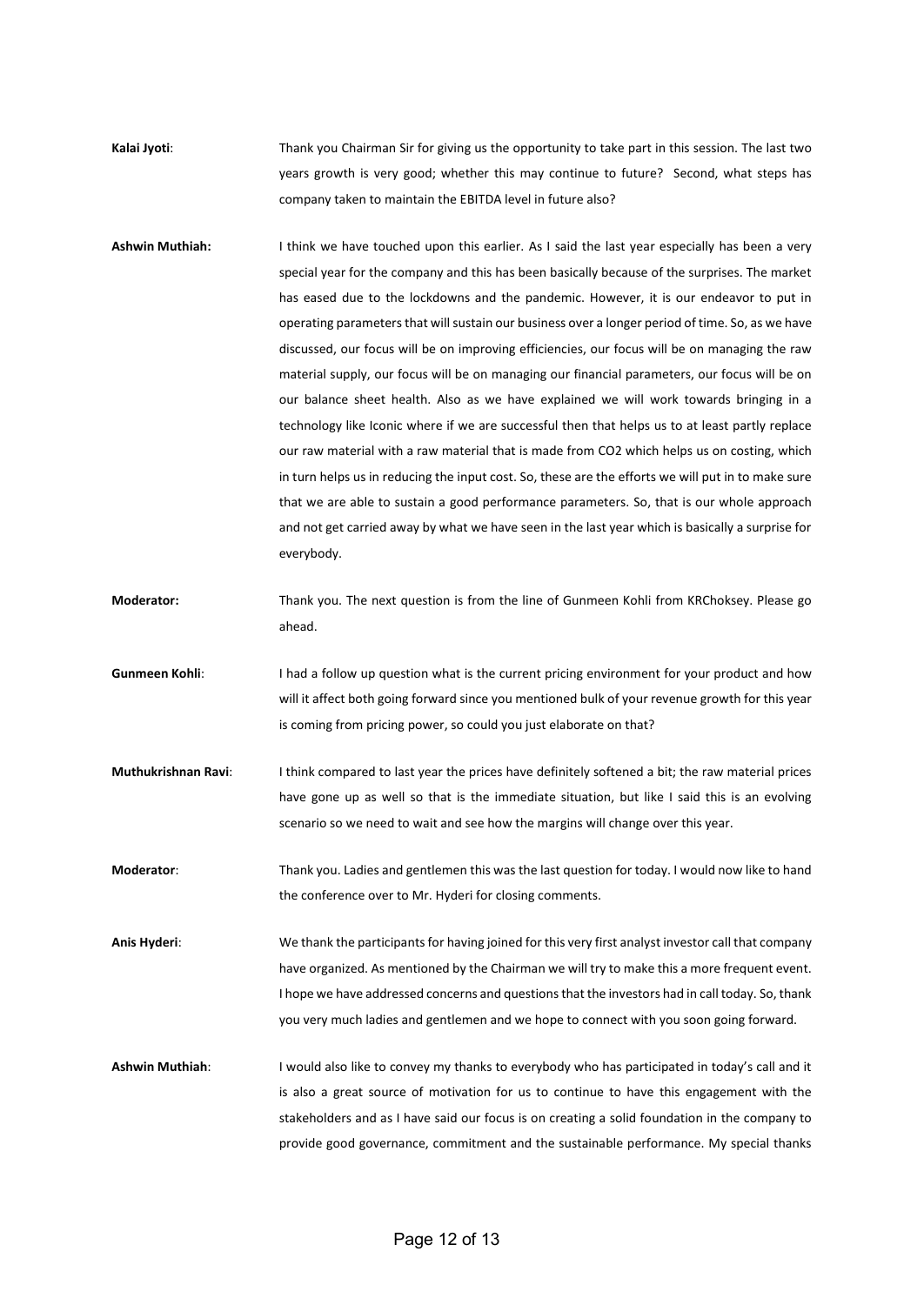**Kalai Jyoti**: Thank you Chairman Sir for giving us the opportunity to take part in this session. The last two years growth is very good; whether this may continue to future? Second, what steps has company taken to maintain the EBITDA level in future also?

**Ashwin Muthiah:** I think we have touched upon this earlier. As I said the last year especially has been a very special year for the company and this has been basically because of the surprises. The market has eased due to the lockdowns and the pandemic. However, it is our endeavor to put in operating parameters that will sustain our business over a longer period of time. So, as we have discussed, our focus will be on improving efficiencies, our focus will be on managing the raw material supply, our focus will be on managing our financial parameters, our focus will be on our balance sheet health. Also as we have explained we will work towards bringing in a technology like Iconic where if we are successful then that helps us to at least partly replace our raw material with a raw material that is made from $CO_2$ which helps us on costing, which in turn helps us in reducing the input cost. So, these are the efforts we will put in to make sure that we are able to sustain a good performance parameters. So, that is our whole approach and not get carried away by what we have seen in the last year which is basically a surprise for everybody.

**Moderator:** Thank you. The next question is from the line of Gunmeen Kohli from KRChoksey. Please go ahead.

**Gunmeen Kohli**: I had a follow up question what is the current pricing environment for your product and how will it affect both going forward since you mentioned bulk of your revenue growth for this year is coming from pricing power, so could you just elaborate on that?

**Muthukrishnan Ravi**: I think compared to last year the prices have definitely softened a bit; the raw material prices have gone up as well so that is the immediate situation, but like I said this is an evolving scenario so we need to wait and see how the margins will change over this year.

**Moderator**: Thank you. Ladies and gentlemen this was the last question for today. I would now like to hand the conference over to Mr. Hyderi for closing comments.

**Anis Hyderi**: We thank the participants for having joined for this very first analyst investor call that company have organized. As mentioned by the Chairman we will try to make this a more frequent event. I hope we have addressed concerns and questions that the investors had in call today. So, thank you very much ladies and gentlemen and we hope to connect with you soon going forward.

**Ashwin Muthiah**: I would also like to convey my thanks to everybody who has participated in today's call and it is also a great source of motivation for us to continue to have this engagement with the stakeholders and as I have said our focus is on creating a solid foundation in the company to provide good governance, commitment and the sustainable performance. My special thanks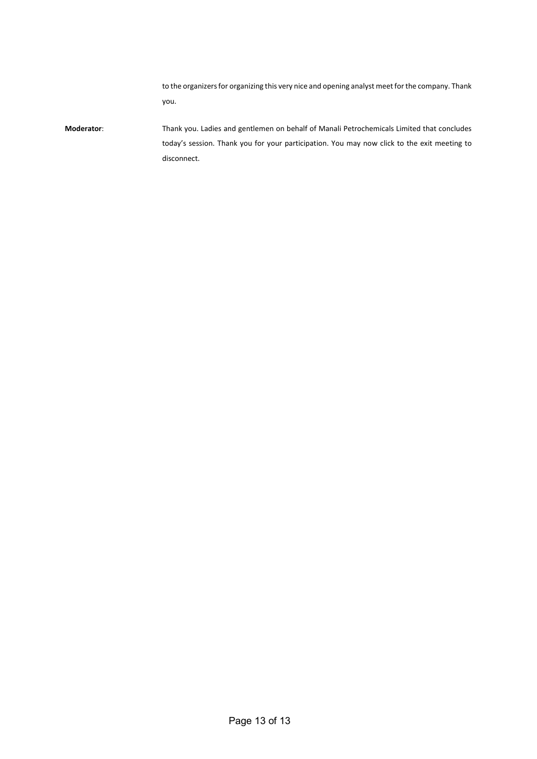to the organizers for organizing this very nice and opening analyst meet for the company. Thank you.

**Moderator**: Thank you. Ladies and gentlemen on behalf of Manali Petrochemicals Limited that concludes today's session. Thank you for your participation. You may now click to the exit meeting to disconnect.